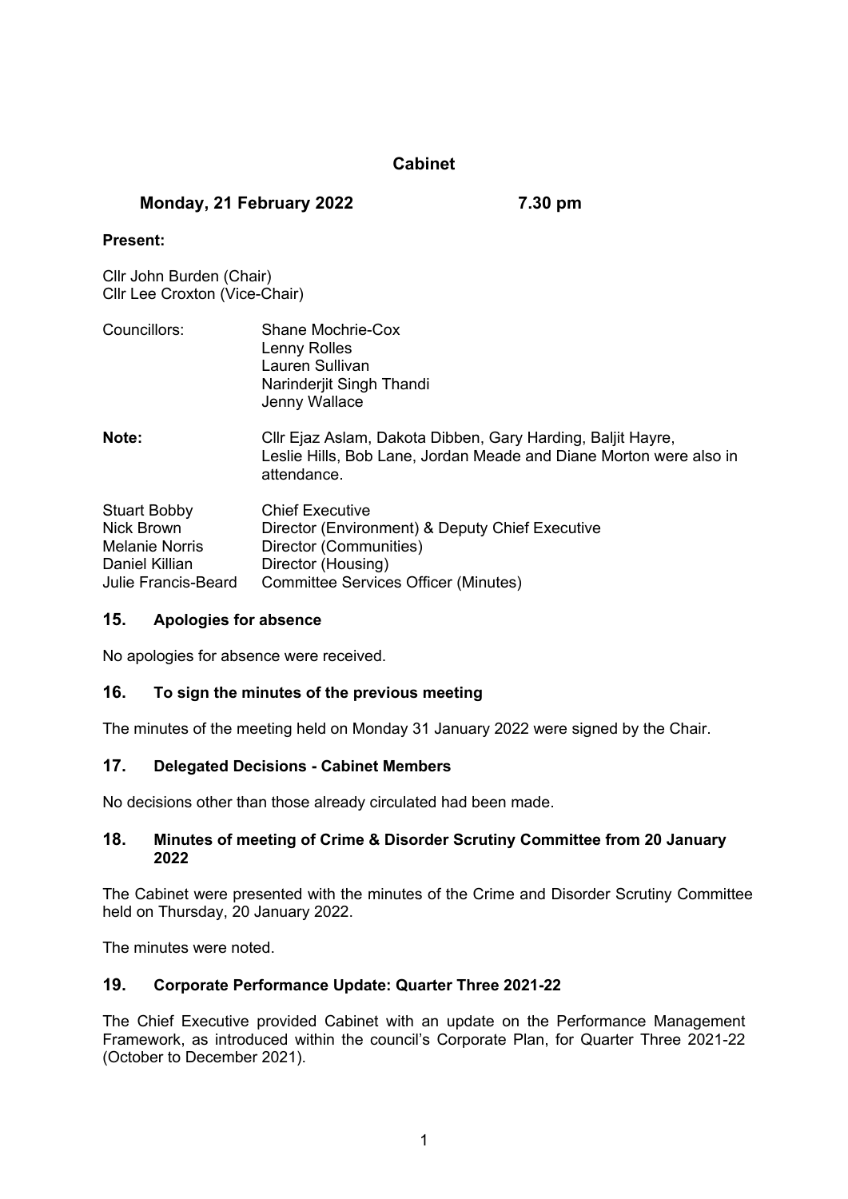# Cabinet

**Monday, 21 February 2022** **7.30 pm**

**Present:**

Cllr John Burden (Chair)
Cllr Lee Croxton (Vice-Chair)

| Councillors: | Shane Mochrie-Cox<br>Lenny Rolles<br>Lauren Sullivan<br>Narinderjit Singh Thandi<br>Jenny Wallace |
|---|---|
| **Note:** | Cllr Ejaz Aslam, Dakota Dibben, Gary Harding, Baljit Hayre, Leslie Hills, Bob Lane, Jordan Meade and Diane Morton were also in attendance. |

| | |
|---|---|
| Stuart Bobby | Chief Executive |
| Nick Brown | Director (Environment) & Deputy Chief Executive |
| Melanie Norris | Director (Communities) |
| Daniel Killian | Director (Housing) |
| Julie Francis-Beard | Committee Services Officer (Minutes) |

## 15. Apologies for absence

No apologies for absence were received.

## 16. To sign the minutes of the previous meeting

The minutes of the meeting held on Monday 31 January 2022 were signed by the Chair.

## 17. Delegated Decisions - Cabinet Members

No decisions other than those already circulated had been made.

## 18. Minutes of meeting of Crime & Disorder Scrutiny Committee from 20 January 2022

The Cabinet were presented with the minutes of the Crime and Disorder Scrutiny Committee held on Thursday, 20 January 2022.

The minutes were noted.

## 19. Corporate Performance Update: Quarter Three 2021-22

The Chief Executive provided Cabinet with an update on the Performance Management Framework, as introduced within the council's Corporate Plan, for Quarter Three 2021-22 (October to December 2021).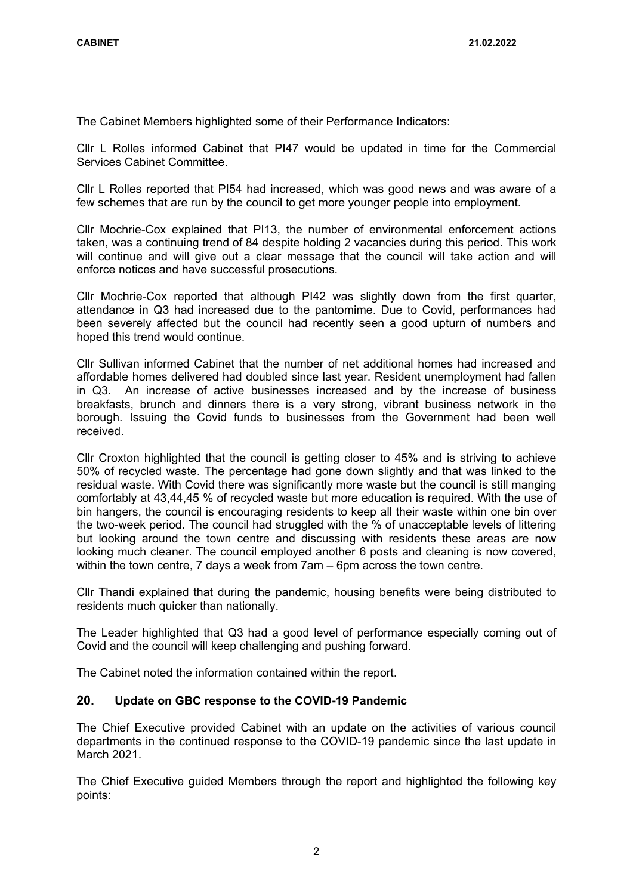The Cabinet Members highlighted some of their Performance Indicators:

Cllr L Rolles informed Cabinet that PI47 would be updated in time for the Commercial Services Cabinet Committee.

Cllr L Rolles reported that PI54 had increased, which was good news and was aware of a few schemes that are run by the council to get more younger people into employment.

Cllr Mochrie-Cox explained that PI13, the number of environmental enforcement actions taken, was a continuing trend of 84 despite holding 2 vacancies during this period. This work will continue and will give out a clear message that the council will take action and will enforce notices and have successful prosecutions.

Cllr Mochrie-Cox reported that although PI42 was slightly down from the first quarter, attendance in Q3 had increased due to the pantomime. Due to Covid, performances had been severely affected but the council had recently seen a good upturn of numbers and hoped this trend would continue.

Cllr Sullivan informed Cabinet that the number of net additional homes had increased and affordable homes delivered had doubled since last year. Resident unemployment had fallen in Q3. An increase of active businesses increased and by the increase of business breakfasts, brunch and dinners there is a very strong, vibrant business network in the borough. Issuing the Covid funds to businesses from the Government had been well received.

Cllr Croxton highlighted that the council is getting closer to 45% and is striving to achieve 50% of recycled waste. The percentage had gone down slightly and that was linked to the residual waste. With Covid there was significantly more waste but the council is still manging comfortably at 43,44,45 % of recycled waste but more education is required. With the use of bin hangers, the council is encouraging residents to keep all their waste within one bin over the two-week period. The council had struggled with the % of unacceptable levels of littering but looking around the town centre and discussing with residents these areas are now looking much cleaner. The council employed another 6 posts and cleaning is now covered, within the town centre, 7 days a week from 7am – 6pm across the town centre.

Cllr Thandi explained that during the pandemic, housing benefits were being distributed to residents much quicker than nationally.

The Leader highlighted that Q3 had a good level of performance especially coming out of Covid and the council will keep challenging and pushing forward.

The Cabinet noted the information contained within the report.

## 20. Update on GBC response to the COVID-19 Pandemic

The Chief Executive provided Cabinet with an update on the activities of various council departments in the continued response to the COVID-19 pandemic since the last update in March 2021.

The Chief Executive guided Members through the report and highlighted the following key points: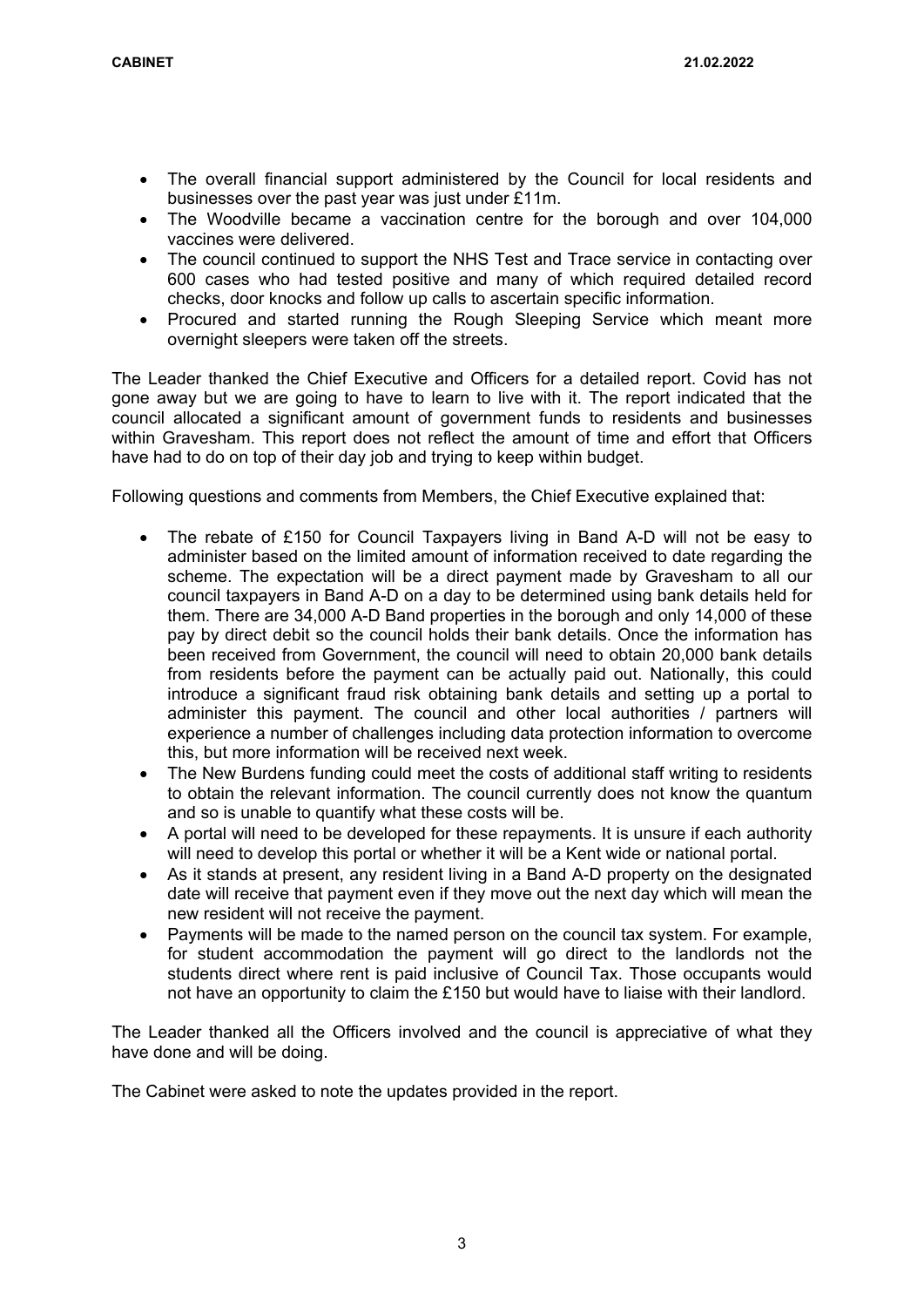- The overall financial support administered by the Council for local residents and businesses over the past year was just under £11m.
- The Woodville became a vaccination centre for the borough and over 104,000 vaccines were delivered.
- The council continued to support the NHS Test and Trace service in contacting over 600 cases who had tested positive and many of which required detailed record checks, door knocks and follow up calls to ascertain specific information.
- Procured and started running the Rough Sleeping Service which meant more overnight sleepers were taken off the streets.

The Leader thanked the Chief Executive and Officers for a detailed report. Covid has not gone away but we are going to have to learn to live with it. The report indicated that the council allocated a significant amount of government funds to residents and businesses within Gravesham. This report does not reflect the amount of time and effort that Officers have had to do on top of their day job and trying to keep within budget.

Following questions and comments from Members, the Chief Executive explained that:

- The rebate of £150 for Council Taxpayers living in Band A-D will not be easy to administer based on the limited amount of information received to date regarding the scheme. The expectation will be a direct payment made by Gravesham to all our council taxpayers in Band A-D on a day to be determined using bank details held for them. There are 34,000 A-D Band properties in the borough and only 14,000 of these pay by direct debit so the council holds their bank details. Once the information has been received from Government, the council will need to obtain 20,000 bank details from residents before the payment can be actually paid out. Nationally, this could introduce a significant fraud risk obtaining bank details and setting up a portal to administer this payment. The council and other local authorities / partners will experience a number of challenges including data protection information to overcome this, but more information will be received next week.
- The New Burdens funding could meet the costs of additional staff writing to residents to obtain the relevant information. The council currently does not know the quantum and so is unable to quantify what these costs will be.
- A portal will need to be developed for these repayments. It is unsure if each authority will need to develop this portal or whether it will be a Kent wide or national portal.
- As it stands at present, any resident living in a Band A-D property on the designated date will receive that payment even if they move out the next day which will mean the new resident will not receive the payment.
- Payments will be made to the named person on the council tax system. For example, for student accommodation the payment will go direct to the landlords not the students direct where rent is paid inclusive of Council Tax. Those occupants would not have an opportunity to claim the £150 but would have to liaise with their landlord.

The Leader thanked all the Officers involved and the council is appreciative of what they have done and will be doing.

The Cabinet were asked to note the updates provided in the report.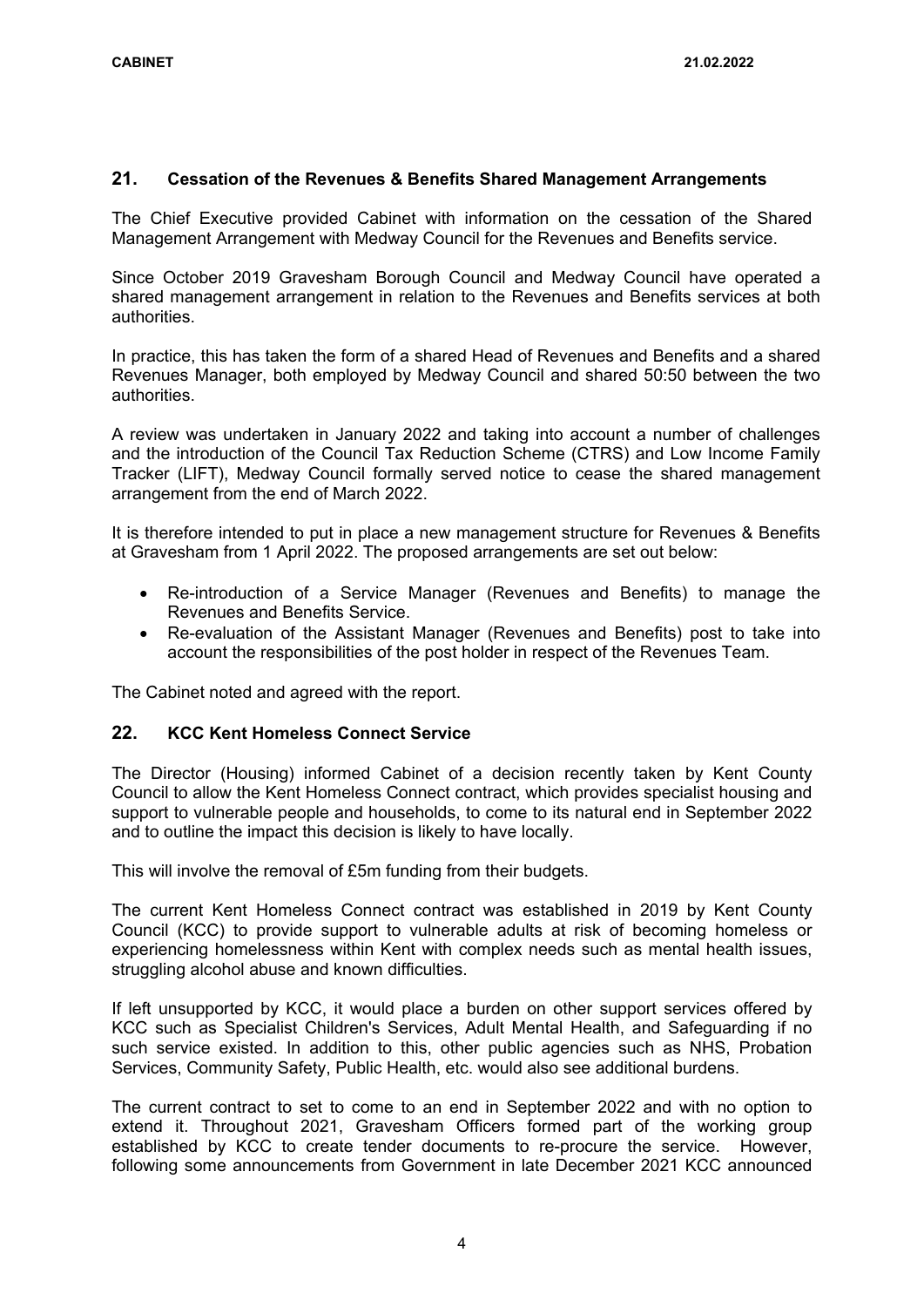## 21. Cessation of the Revenues & Benefits Shared Management Arrangements

The Chief Executive provided Cabinet with information on the cessation of the Shared Management Arrangement with Medway Council for the Revenues and Benefits service.

Since October 2019 Gravesham Borough Council and Medway Council have operated a shared management arrangement in relation to the Revenues and Benefits services at both authorities.

In practice, this has taken the form of a shared Head of Revenues and Benefits and a shared Revenues Manager, both employed by Medway Council and shared 50:50 between the two authorities.

A review was undertaken in January 2022 and taking into account a number of challenges and the introduction of the Council Tax Reduction Scheme (CTRS) and Low Income Family Tracker (LIFT), Medway Council formally served notice to cease the shared management arrangement from the end of March 2022.

It is therefore intended to put in place a new management structure for Revenues & Benefits at Gravesham from 1 April 2022. The proposed arrangements are set out below:

- Re-introduction of a Service Manager (Revenues and Benefits) to manage the Revenues and Benefits Service.
- Re-evaluation of the Assistant Manager (Revenues and Benefits) post to take into account the responsibilities of the post holder in respect of the Revenues Team.

The Cabinet noted and agreed with the report.

## 22. KCC Kent Homeless Connect Service

The Director (Housing) informed Cabinet of a decision recently taken by Kent County Council to allow the Kent Homeless Connect contract, which provides specialist housing and support to vulnerable people and households, to come to its natural end in September 2022 and to outline the impact this decision is likely to have locally.

This will involve the removal of £5m funding from their budgets.

The current Kent Homeless Connect contract was established in 2019 by Kent County Council (KCC) to provide support to vulnerable adults at risk of becoming homeless or experiencing homelessness within Kent with complex needs such as mental health issues, struggling alcohol abuse and known difficulties.

If left unsupported by KCC, it would place a burden on other support services offered by KCC such as Specialist Children's Services, Adult Mental Health, and Safeguarding if no such service existed. In addition to this, other public agencies such as NHS, Probation Services, Community Safety, Public Health, etc. would also see additional burdens.

The current contract to set to come to an end in September 2022 and with no option to extend it. Throughout 2021, Gravesham Officers formed part of the working group established by KCC to create tender documents to re-procure the service. However, following some announcements from Government in late December 2021 KCC announced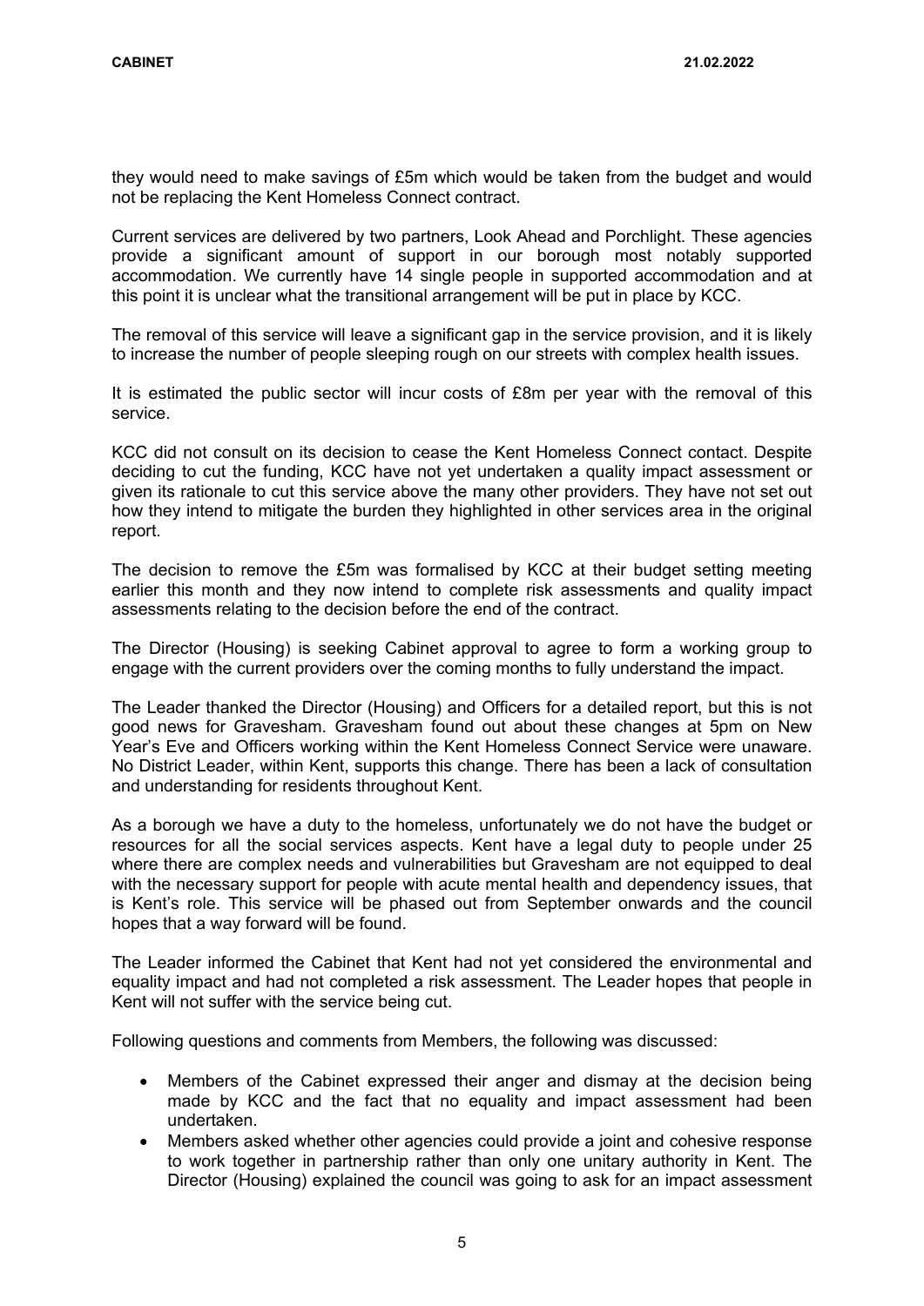they would need to make savings of £5m which would be taken from the budget and would not be replacing the Kent Homeless Connect contract.

Current services are delivered by two partners, Look Ahead and Porchlight. These agencies provide a significant amount of support in our borough most notably supported accommodation. We currently have 14 single people in supported accommodation and at this point it is unclear what the transitional arrangement will be put in place by KCC.

The removal of this service will leave a significant gap in the service provision, and it is likely to increase the number of people sleeping rough on our streets with complex health issues.

It is estimated the public sector will incur costs of £8m per year with the removal of this service.

KCC did not consult on its decision to cease the Kent Homeless Connect contact. Despite deciding to cut the funding, KCC have not yet undertaken a quality impact assessment or given its rationale to cut this service above the many other providers. They have not set out how they intend to mitigate the burden they highlighted in other services area in the original report.

The decision to remove the £5m was formalised by KCC at their budget setting meeting earlier this month and they now intend to complete risk assessments and quality impact assessments relating to the decision before the end of the contract.

The Director (Housing) is seeking Cabinet approval to agree to form a working group to engage with the current providers over the coming months to fully understand the impact.

The Leader thanked the Director (Housing) and Officers for a detailed report, but this is not good news for Gravesham. Gravesham found out about these changes at 5pm on New Year's Eve and Officers working within the Kent Homeless Connect Service were unaware. No District Leader, within Kent, supports this change. There has been a lack of consultation and understanding for residents throughout Kent.

As a borough we have a duty to the homeless, unfortunately we do not have the budget or resources for all the social services aspects. Kent have a legal duty to people under 25 where there are complex needs and vulnerabilities but Gravesham are not equipped to deal with the necessary support for people with acute mental health and dependency issues, that is Kent's role. This service will be phased out from September onwards and the council hopes that a way forward will be found.

The Leader informed the Cabinet that Kent had not yet considered the environmental and equality impact and had not completed a risk assessment. The Leader hopes that people in Kent will not suffer with the service being cut.

Following questions and comments from Members, the following was discussed:

- Members of the Cabinet expressed their anger and dismay at the decision being made by KCC and the fact that no equality and impact assessment had been undertaken.
- Members asked whether other agencies could provide a joint and cohesive response to work together in partnership rather than only one unitary authority in Kent. The Director (Housing) explained the council was going to ask for an impact assessment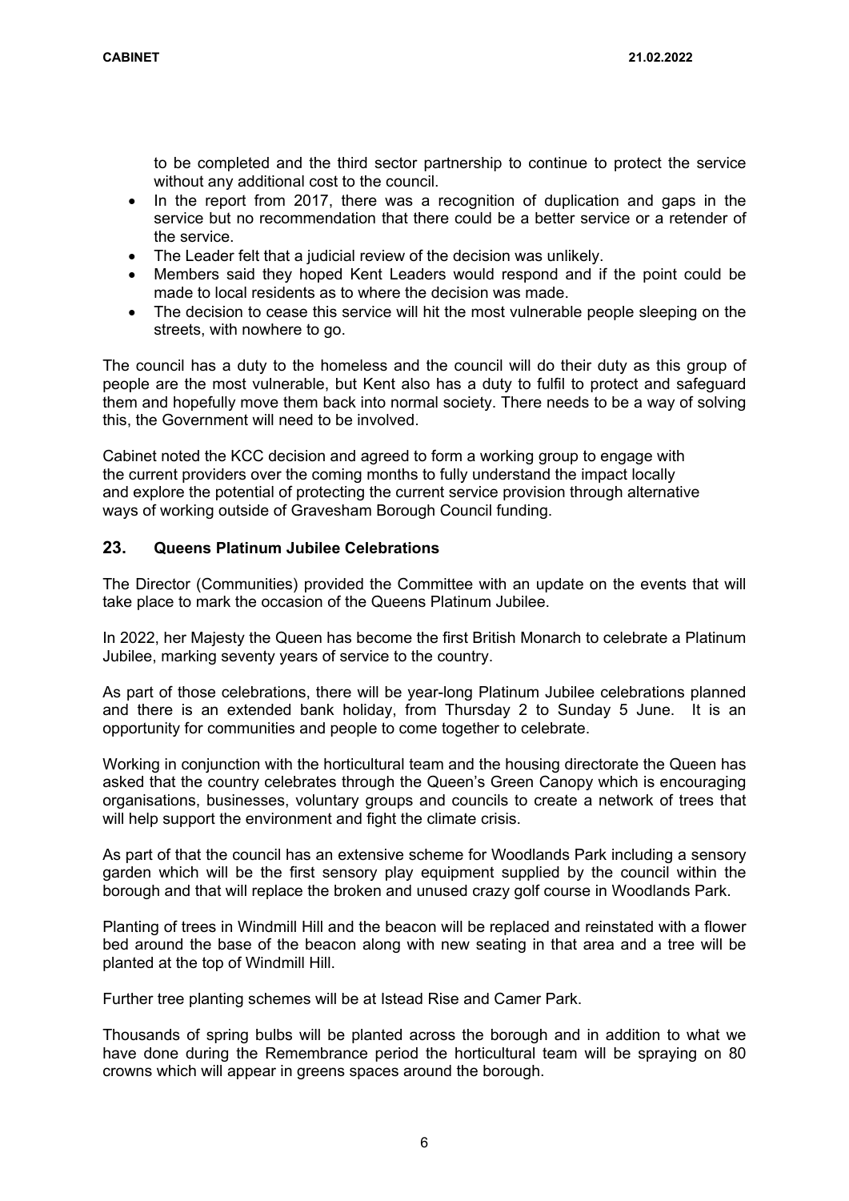to be completed and the third sector partnership to continue to protect the service without any additional cost to the council.

- In the report from 2017, there was a recognition of duplication and gaps in the service but no recommendation that there could be a better service or a retender of the service.
- The Leader felt that a judicial review of the decision was unlikely.
- Members said they hoped Kent Leaders would respond and if the point could be made to local residents as to where the decision was made.
- The decision to cease this service will hit the most vulnerable people sleeping on the streets, with nowhere to go.

The council has a duty to the homeless and the council will do their duty as this group of people are the most vulnerable, but Kent also has a duty to fulfil to protect and safeguard them and hopefully move them back into normal society. There needs to be a way of solving this, the Government will need to be involved.

Cabinet noted the KCC decision and agreed to form a working group to engage with the current providers over the coming months to fully understand the impact locally and explore the potential of protecting the current service provision through alternative ways of working outside of Gravesham Borough Council funding.

## 23. Queens Platinum Jubilee Celebrations

The Director (Communities) provided the Committee with an update on the events that will take place to mark the occasion of the Queens Platinum Jubilee.

In 2022, her Majesty the Queen has become the first British Monarch to celebrate a Platinum Jubilee, marking seventy years of service to the country.

As part of those celebrations, there will be year-long Platinum Jubilee celebrations planned and there is an extended bank holiday, from Thursday 2 to Sunday 5 June. It is an opportunity for communities and people to come together to celebrate.

Working in conjunction with the horticultural team and the housing directorate the Queen has asked that the country celebrates through the Queen's Green Canopy which is encouraging organisations, businesses, voluntary groups and councils to create a network of trees that will help support the environment and fight the climate crisis.

As part of that the council has an extensive scheme for Woodlands Park including a sensory garden which will be the first sensory play equipment supplied by the council within the borough and that will replace the broken and unused crazy golf course in Woodlands Park.

Planting of trees in Windmill Hill and the beacon will be replaced and reinstated with a flower bed around the base of the beacon along with new seating in that area and a tree will be planted at the top of Windmill Hill.

Further tree planting schemes will be at Istead Rise and Camer Park.

Thousands of spring bulbs will be planted across the borough and in addition to what we have done during the Remembrance period the horticultural team will be spraying on 80 crowns which will appear in greens spaces around the borough.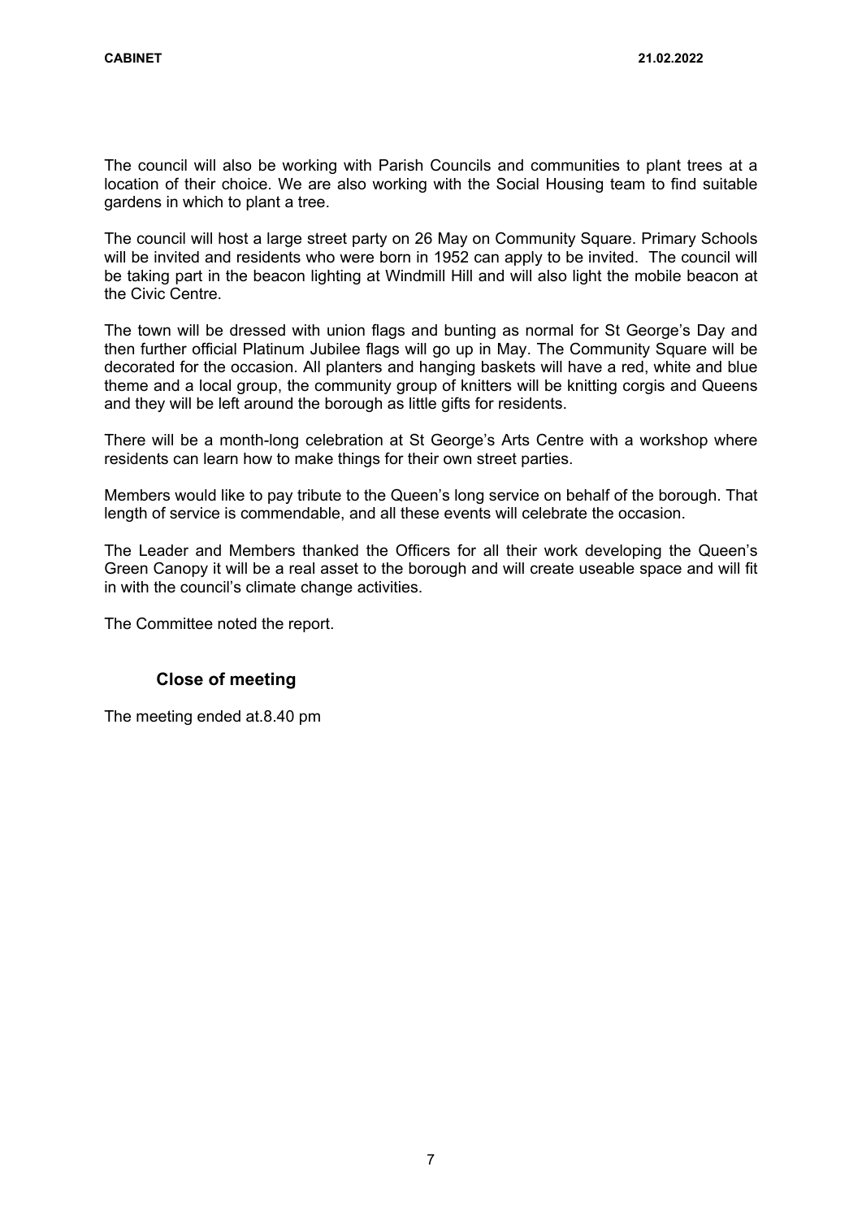The council will also be working with Parish Councils and communities to plant trees at a location of their choice. We are also working with the Social Housing team to find suitable gardens in which to plant a tree.

The council will host a large street party on 26 May on Community Square. Primary Schools will be invited and residents who were born in 1952 can apply to be invited. The council will be taking part in the beacon lighting at Windmill Hill and will also light the mobile beacon at the Civic Centre.

The town will be dressed with union flags and bunting as normal for St George's Day and then further official Platinum Jubilee flags will go up in May. The Community Square will be decorated for the occasion. All planters and hanging baskets will have a red, white and blue theme and a local group, the community group of knitters will be knitting corgis and Queens and they will be left around the borough as little gifts for residents.

There will be a month-long celebration at St George's Arts Centre with a workshop where residents can learn how to make things for their own street parties.

Members would like to pay tribute to the Queen's long service on behalf of the borough. That length of service is commendable, and all these events will celebrate the occasion.

The Leader and Members thanked the Officers for all their work developing the Queen's Green Canopy it will be a real asset to the borough and will create useable space and will fit in with the council's climate change activities.

The Committee noted the report.

## Close of meeting

The meeting ended at.8.40 pm